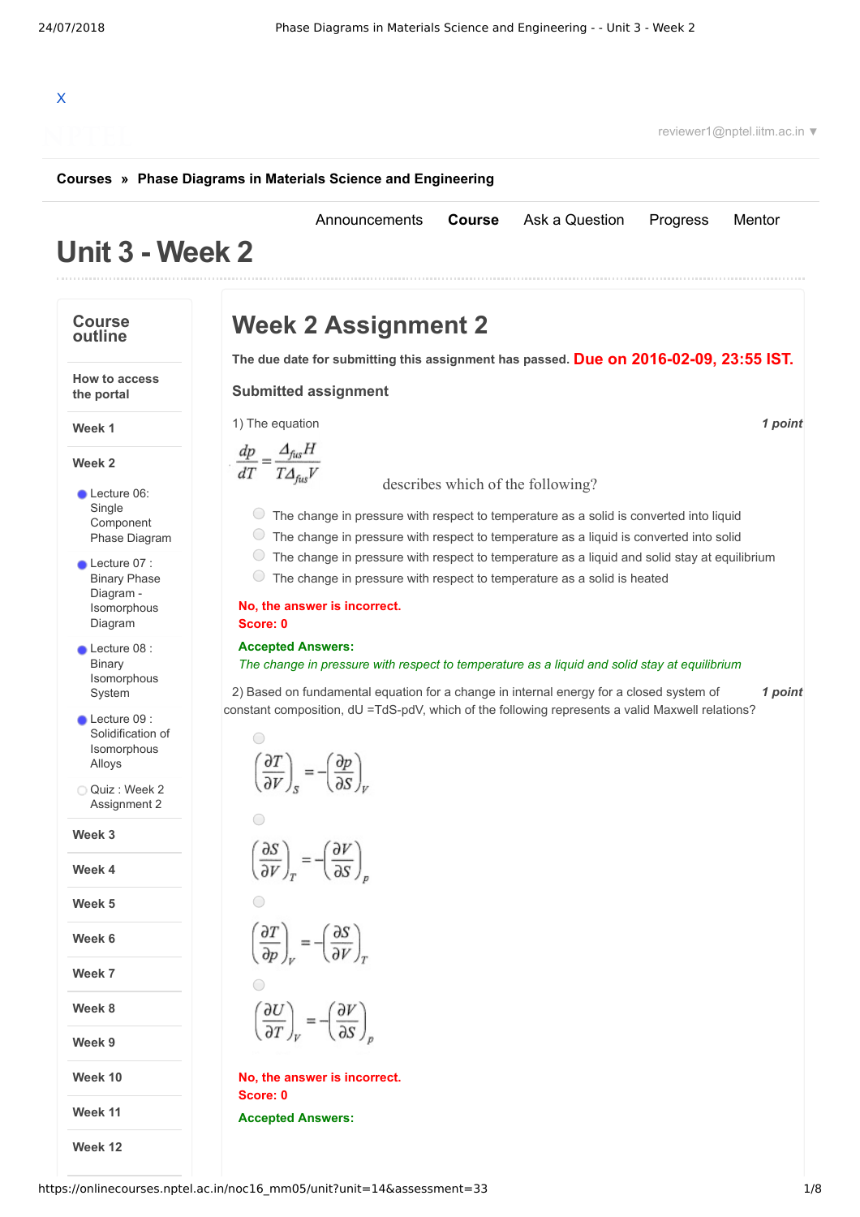X

reviewer1@nptel.iitm.ac.in ▼

**Courses » Phase Diagrams in Materials Science and Engineering**

Announcements | **Course** | Ask a Question | Progress | Mentor

# Unit 3 - Week 2

## Course outline

- How to access the portal
- Week 1
- Week 2
  - Lecture 06: Single Component Phase Diagram
  - Lecture 07 : Binary Phase Diagram - Isomorphous Diagram
  - Lecture 08 : Binary Isomorphous System
  - Lecture 09 : Solidification of Isomorphous Alloys
  - Quiz : Week 2 Assignment 2
- Week 3
- Week 4
- Week 5
- Week 6
- Week 7
- Week 8
- Week 9
- Week 10
- Week 11
- Week 12

## Week 2 Assignment 2

**The due date for submitting this assignment has passed.** **Due on 2016-02-09, 23:55 IST.**

### Submitted assignment

1) The equation *1 point*

$$\frac{dp}{dT} = \frac{\Delta_{fus}H}{T\Delta_{fus}V}$$

describes which of the following?

- The change in pressure with respect to temperature as a solid is converted into liquid
- The change in pressure with respect to temperature as a liquid is converted into solid
- The change in pressure with respect to temperature as a liquid and solid stay at equilibrium
- The change in pressure with respect to temperature as a solid is heated

**No, the answer is incorrect.**
**Score: 0**

**Accepted Answers:**
*The change in pressure with respect to temperature as a liquid and solid stay at equilibrium*

2) Based on fundamental equation for a change in internal energy for a closed system of constant composition, dU =TdS-pdV, which of the following represents a valid Maxwell relations? *1 point*

- $\left(\frac{\partial T}{\partial V}\right)_S = -\left(\frac{\partial p}{\partial S}\right)_V$
- $\left(\frac{\partial S}{\partial V}\right)_T = -\left(\frac{\partial V}{\partial S}\right)_p$
- $\left(\frac{\partial T}{\partial p}\right)_V = -\left(\frac{\partial S}{\partial V}\right)_T$
- $\left(\frac{\partial U}{\partial T}\right)_V = -\left(\frac{\partial V}{\partial S}\right)_p$

**No, the answer is incorrect.**
**Score: 0**

**Accepted Answers:**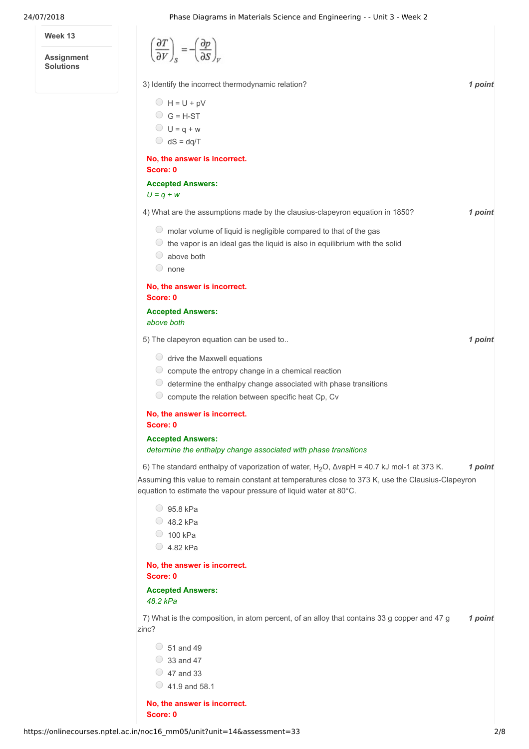- **Week 13**
- **Assignment Solutions**

$$\left(\frac{\partial T}{\partial V}\right)_S = -\left(\frac{\partial p}{\partial S}\right)_V$$

3) Identify the incorrect thermodynamic relation? *1 point*

- H = U + pV
- G = H-ST
- U = q + w
- dS = dq/T

**No, the answer is incorrect.**
**Score: 0**

**Accepted Answers:**
*U = q + w*

4) What are the assumptions made by the clausius-clapeyron equation in 1850? *1 point*

- molar volume of liquid is negligible compared to that of the gas
- the vapor is an ideal gas the liquid is also in equilibrium with the solid
- above both
- none

**No, the answer is incorrect.**
**Score: 0**

**Accepted Answers:**
*above both*

5) The clapeyron equation can be used to.. *1 point*

- drive the Maxwell equations
- compute the entropy change in a chemical reaction
- determine the enthalpy change associated with phase transitions
- compute the relation between specific heat Cp, Cv

**No, the answer is incorrect.**
**Score: 0**

**Accepted Answers:**
*determine the enthalpy change associated with phase transitions*

6) The standard enthalpy of vaporization of water, $H_2O$, ΔvapH = 40.7 kJ mol-1 at 373 K. Assuming this value to remain constant at temperatures close to 373 K, use the Clausius-Clapeyron equation to estimate the vapour pressure of liquid water at 80°C. *1 point*

- 95.8 kPa
- 48.2 kPa
- 100 kPa
- 4.82 kPa

**No, the answer is incorrect.**
**Score: 0**

**Accepted Answers:**
*48.2 kPa*

7) What is the composition, in atom percent, of an alloy that contains 33 g copper and 47 g zinc? *1 point*

- 51 and 49
- 33 and 47
- 47 and 33
- 41.9 and 58.1

**No, the answer is incorrect.**
**Score: 0**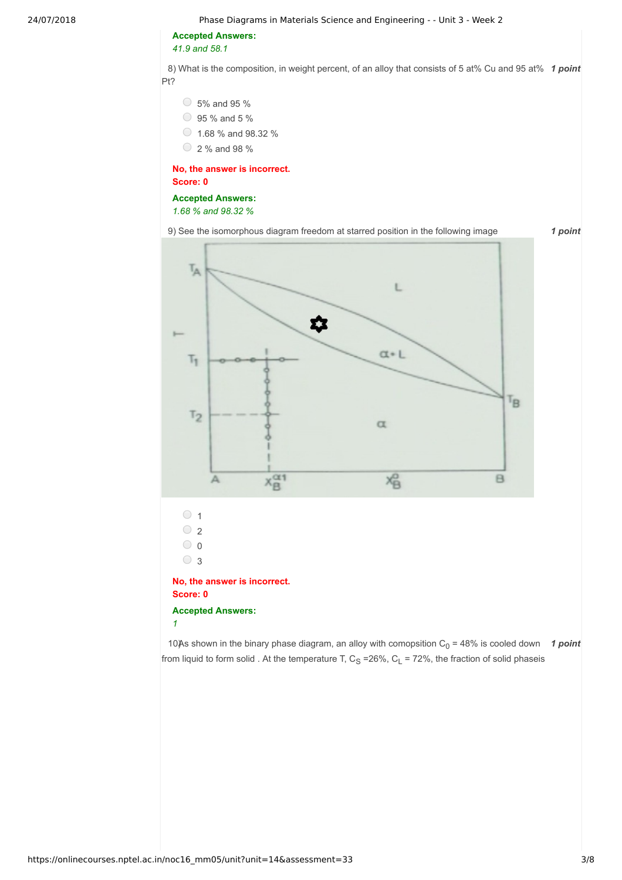**Accepted Answers:**
*41.9 and 58.1*

8) What is the composition, in weight percent, of an alloy that consists of 5 at% Cu and 95 at% Pt? **1 point**

- 5% and 95 %
- 95 % and 5 %
- 1.68 % and 98.32 %
- 2 % and 98 %

**No, the answer is incorrect.**
**Score: 0**

**Accepted Answers:**
*1.68 % and 98.32 %*

9) See the isomorphous diagram freedom at starred position in the following image **1 point**

- 1
- 2
- 0
- 3

**No, the answer is incorrect.**
**Score: 0**

**Accepted Answers:**
*1*

10)As shown in the binary phase diagram, an alloy with comopsition $C_0$ = 48% is cooled down from liquid to form solid . At the temperature T, $C_S$ =26%, $C_L$ = 72%, the fraction of solid phaseis **1 point**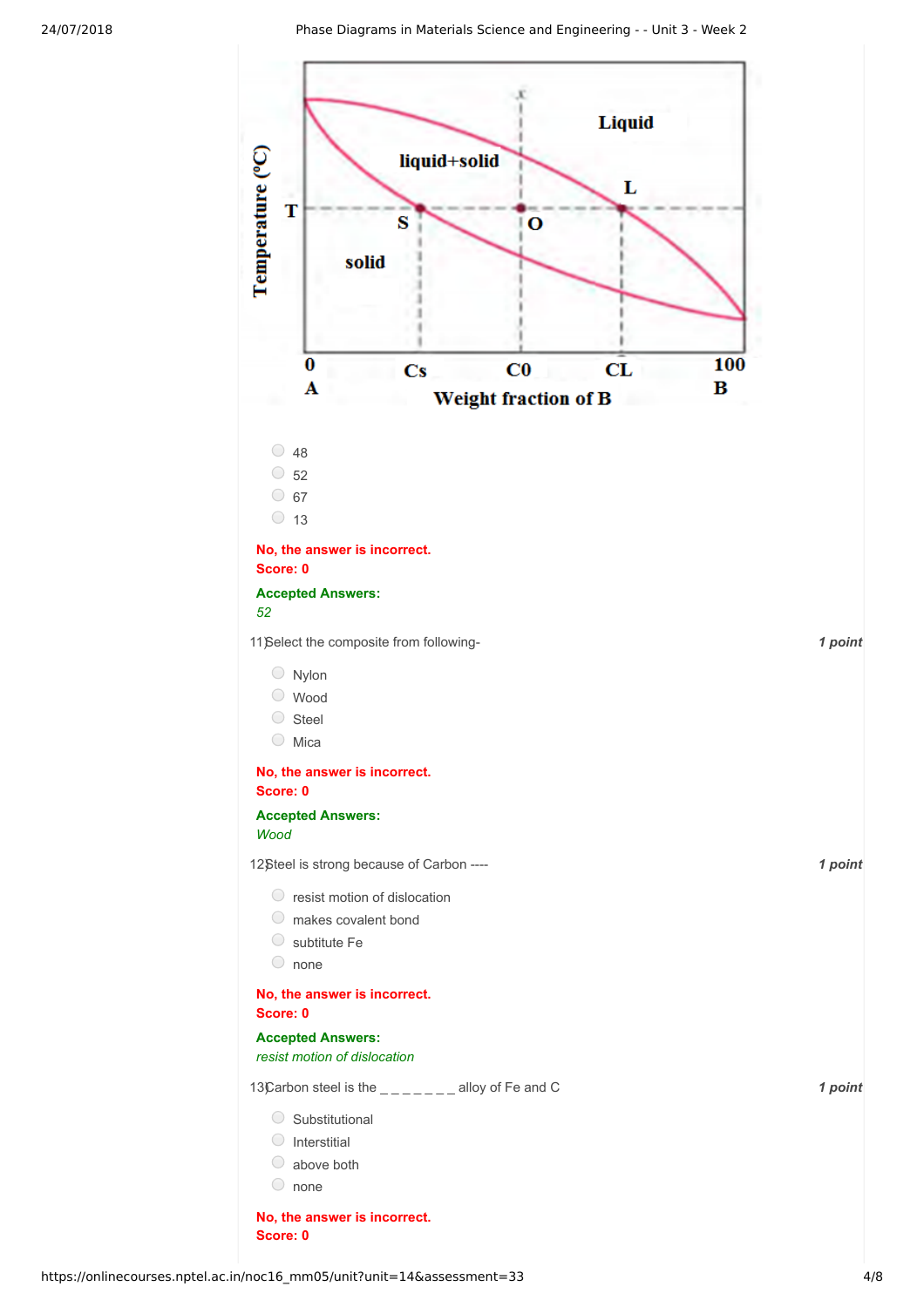- 48
- 52
- 67
- 13

**No, the answer is incorrect.**
**Score: 0**

**Accepted Answers:**
*52*

11) Select the composite from following- **1 point**

- Nylon
- Wood
- Steel
- Mica

**No, the answer is incorrect.**
**Score: 0**

**Accepted Answers:**
*Wood*

12) Steel is strong because of Carbon ---- **1 point**

- resist motion of dislocation
- makes covalent bond
- subtitute Fe
- none

**No, the answer is incorrect.**
**Score: 0**

**Accepted Answers:**
*resist motion of dislocation*

13) Carbon steel is the _ _ _ _ _ _ _ alloy of Fe and C **1 point**

- Substitutional
- Interstitial
- above both
- none

**No, the answer is incorrect.**
**Score: 0**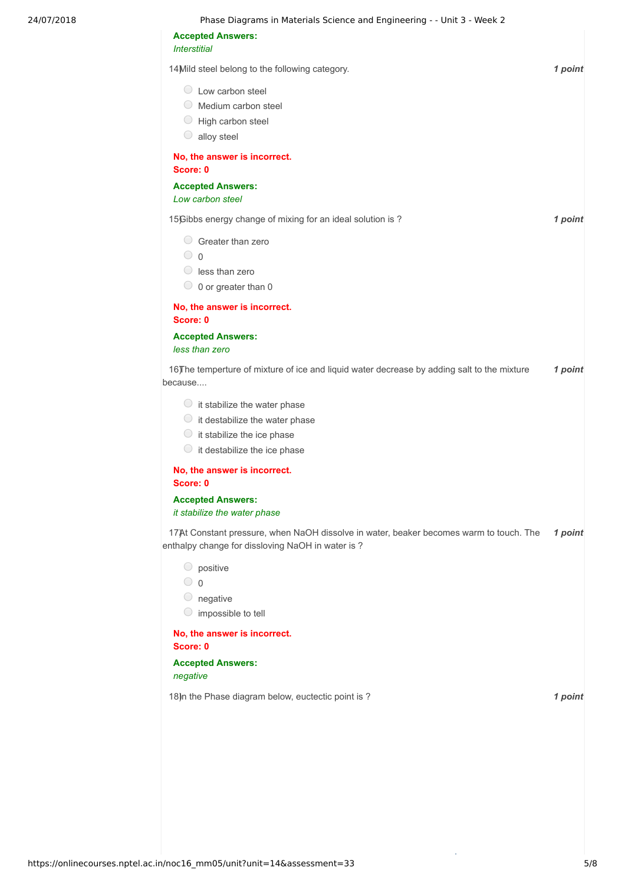**Accepted Answers:**
*Interstitial*

14) Mild steel belong to the following category. **1 point**

- Low carbon steel
- Medium carbon steel
- High carbon steel
- alloy steel

**No, the answer is incorrect.**
**Score: 0**

**Accepted Answers:**
*Low carbon steel*

15) Gibbs energy change of mixing for an ideal solution is ? **1 point**

- Greater than zero
- 0
- less than zero
- 0 or greater than 0

**No, the answer is incorrect.**
**Score: 0**

**Accepted Answers:**
*less than zero*

16) The temperture of mixture of ice and liquid water decrease by adding salt to the mixture because.... **1 point**

- it stabilize the water phase
- it destabilize the water phase
- it stabilize the ice phase
- it destabilize the ice phase

**No, the answer is incorrect.**
**Score: 0**

**Accepted Answers:**
*it stabilize the water phase*

17) At Constant pressure, when NaOH dissolve in water, beaker becomes warm to touch. The enthalpy change for dissloving NaOH in water is ? **1 point**

- positive
- 0
- negative
- impossible to tell

**No, the answer is incorrect.**
**Score: 0**

**Accepted Answers:**
*negative*

18) In the Phase diagram below, euctectic point is ? **1 point**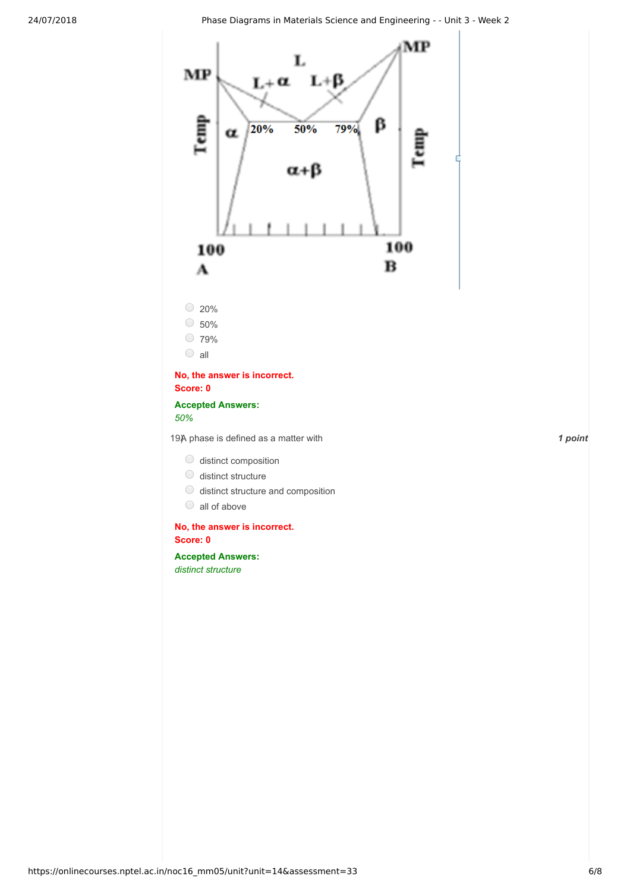20%

50%

79%

all

**No, the answer is incorrect.**
**Score: 0**

**Accepted Answers:**
*50%*

19) A phase is defined as a matter with *1 point*

- distinct composition
- distinct structure
- distinct structure and composition
- all of above

**No, the answer is incorrect.**
**Score: 0**

**Accepted Answers:**
*distinct structure*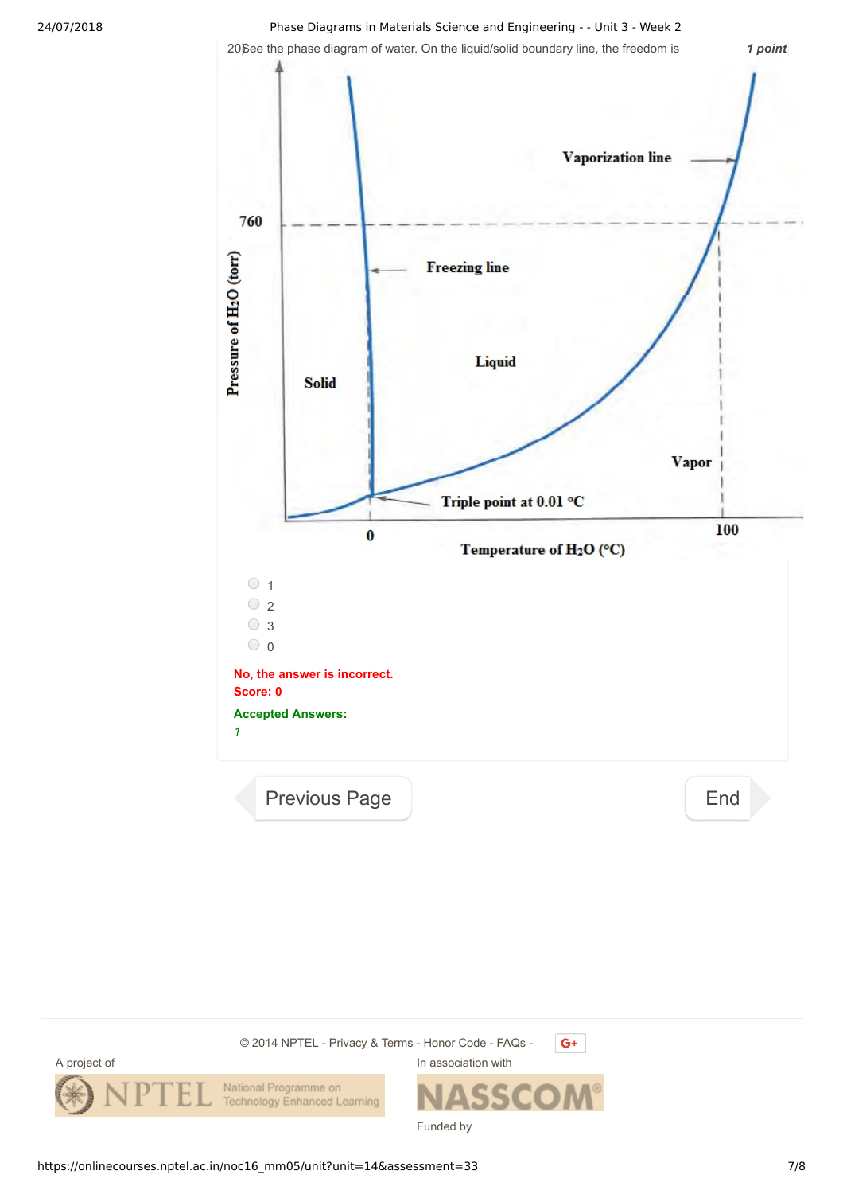20) See the phase diagram of water. On the liquid/solid boundary line, the freedom is

*1 point*

Vaporization line

760

Freezing line

Pressure of $H_2O$ (torr)

Liquid

Solid

Vapor

Triple point at 0.01 °C

0

100

Temperature of $H_2O$ (°C)

- 1
- 2
- 3
- 0

**No, the answer is incorrect.**
**Score: 0**

**Accepted Answers:**
*1*

Previous Page

End

© 2014 NPTEL - Privacy & Terms - Honor Code - FAQs -

A project of

NPTEL National Programme on Technology Enhanced Learning

In association with

NASSCOM

Funded by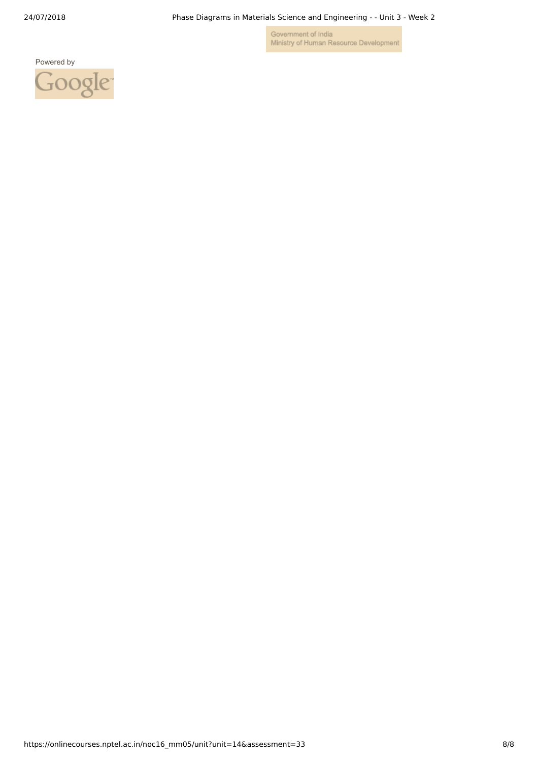Government of India
Ministry of Human Resource Development

Powered by

Google